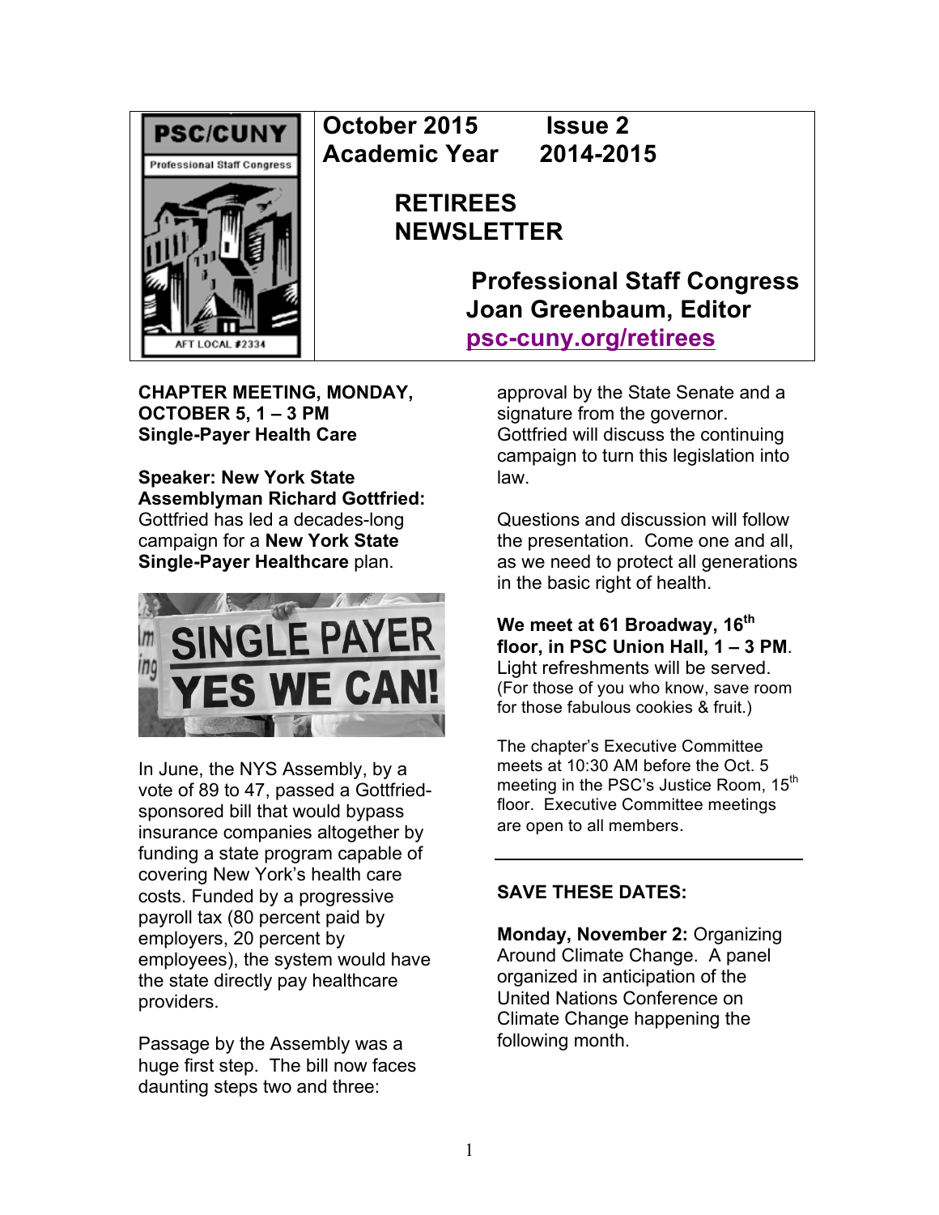**PSC/CUNY**
Professional Staff Congress
AFT LOCAL #2334

**October 2015 Issue 2**
**Academic Year 2014-2015**

# RETIREES NEWSLETTER

**Professional Staff Congress**
**Joan Greenbaum, Editor**
**psc-cuny.org/retirees**

**CHAPTER MEETING, MONDAY, OCTOBER 5, 1 – 3 PM**
**Single-Payer Health Care**

**Speaker: New York State Assemblyman Richard Gottfried:** Gottfried has led a decades-long campaign for a **New York State Single-Payer Healthcare** plan.

In June, the NYS Assembly, by a vote of 89 to 47, passed a Gottfried-sponsored bill that would bypass insurance companies altogether by funding a state program capable of covering New York's health care costs. Funded by a progressive payroll tax (80 percent paid by employers, 20 percent by employees), the system would have the state directly pay healthcare providers.

Passage by the Assembly was a huge first step. The bill now faces daunting steps two and three: approval by the State Senate and a signature from the governor. Gottfried will discuss the continuing campaign to turn this legislation into law.

Questions and discussion will follow the presentation. Come one and all, as we need to protect all generations in the basic right of health.

**We meet at 61 Broadway, 16th floor, in PSC Union Hall, 1 – 3 PM**. Light refreshments will be served. (For those of you who know, save room for those fabulous cookies & fruit.)

The chapter's Executive Committee meets at 10:30 AM before the Oct. 5 meeting in the PSC's Justice Room, 15th floor. Executive Committee meetings are open to all members.

---

**SAVE THESE DATES:**

**Monday, November 2:** Organizing Around Climate Change. A panel organized in anticipation of the United Nations Conference on Climate Change happening the following month.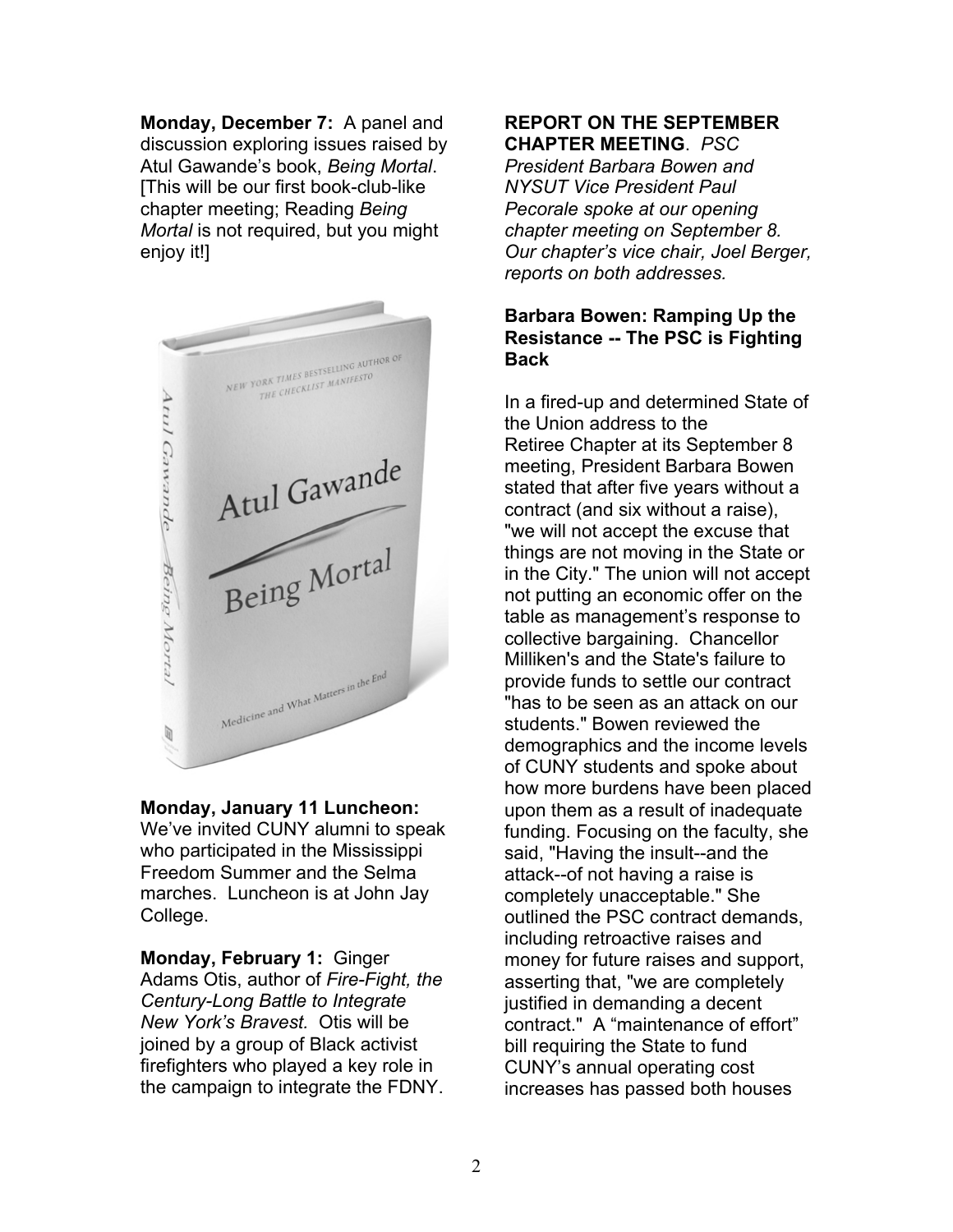**Monday, December 7:** A panel and discussion exploring issues raised by Atul Gawande's book, *Being Mortal*. [This will be our first book-club-like chapter meeting; Reading *Being Mortal* is not required, but you might enjoy it!]

**Monday, January 11 Luncheon:** We've invited CUNY alumni to speak who participated in the Mississippi Freedom Summer and the Selma marches. Luncheon is at John Jay College.

**Monday, February 1:** Ginger Adams Otis, author of *Fire-Fight, the Century-Long Battle to Integrate New York's Bravest.* Otis will be joined by a group of Black activist firefighters who played a key role in the campaign to integrate the FDNY.

**REPORT ON THE SEPTEMBER CHAPTER MEETING**. *PSC President Barbara Bowen and NYSUT Vice President Paul Pecorale spoke at our opening chapter meeting on September 8. Our chapter's vice chair, Joel Berger, reports on both addresses.*

### Barbara Bowen: Ramping Up the Resistance -- The PSC is Fighting Back

In a fired-up and determined State of the Union address to the Retiree Chapter at its September 8 meeting, President Barbara Bowen stated that after five years without a contract (and six without a raise), "we will not accept the excuse that things are not moving in the State or in the City." The union will not accept not putting an economic offer on the table as management's response to collective bargaining. Chancellor Milliken's and the State's failure to provide funds to settle our contract "has to be seen as an attack on our students." Bowen reviewed the demographics and the income levels of CUNY students and spoke about how more burdens have been placed upon them as a result of inadequate funding. Focusing on the faculty, she said, "Having the insult--and the attack--of not having a raise is completely unacceptable." She outlined the PSC contract demands, including retroactive raises and money for future raises and support, asserting that, "we are completely justified in demanding a decent contract." A "maintenance of effort" bill requiring the State to fund CUNY's annual operating cost increases has passed both houses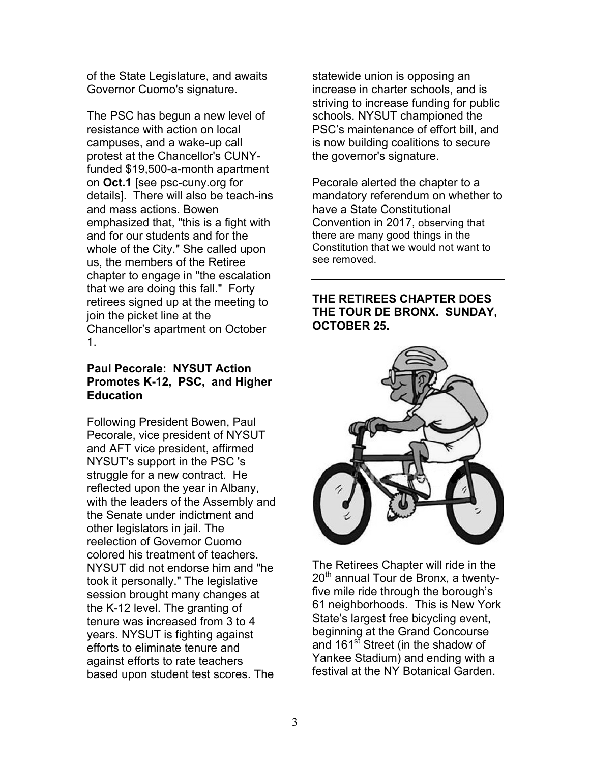of the State Legislature, and awaits Governor Cuomo's signature.

The PSC has begun a new level of resistance with action on local campuses, and a wake-up call protest at the Chancellor's CUNY-funded $19,500-a-month apartment on **Oct.1** [see psc-cuny.org for details]. There will also be teach-ins and mass actions. Bowen emphasized that, "this is a fight with and for our students and for the whole of the City." She called upon us, the members of the Retiree chapter to engage in "the escalation that we are doing this fall." Forty retirees signed up at the meeting to join the picket line at the Chancellor's apartment on October 1.

### Paul Pecorale: NYSUT Action Promotes K-12, PSC, and Higher Education

Following President Bowen, Paul Pecorale, vice president of NYSUT and AFT vice president, affirmed NYSUT's support in the PSC 's struggle for a new contract. He reflected upon the year in Albany, with the leaders of the Assembly and the Senate under indictment and other legislators in jail. The reelection of Governor Cuomo colored his treatment of teachers. NYSUT did not endorse him and "he took it personally." The legislative session brought many changes at the K-12 level. The granting of tenure was increased from 3 to 4 years. NYSUT is fighting against efforts to eliminate tenure and against efforts to rate teachers based upon student test scores. The statewide union is opposing an increase in charter schools, and is striving to increase funding for public schools. NYSUT championed the PSC's maintenance of effort bill, and is now building coalitions to secure the governor's signature.

Pecorale alerted the chapter to a mandatory referendum on whether to have a State Constitutional Convention in 2017, observing that there are many good things in the Constitution that we would not want to see removed.

---

### THE RETIREES CHAPTER DOES THE TOUR DE BRONX. SUNDAY, OCTOBER 25.

The Retirees Chapter will ride in the 20th annual Tour de Bronx, a twenty-five mile ride through the borough's 61 neighborhoods. This is New York State's largest free bicycling event, beginning at the Grand Concourse and 161st Street (in the shadow of Yankee Stadium) and ending with a festival at the NY Botanical Garden.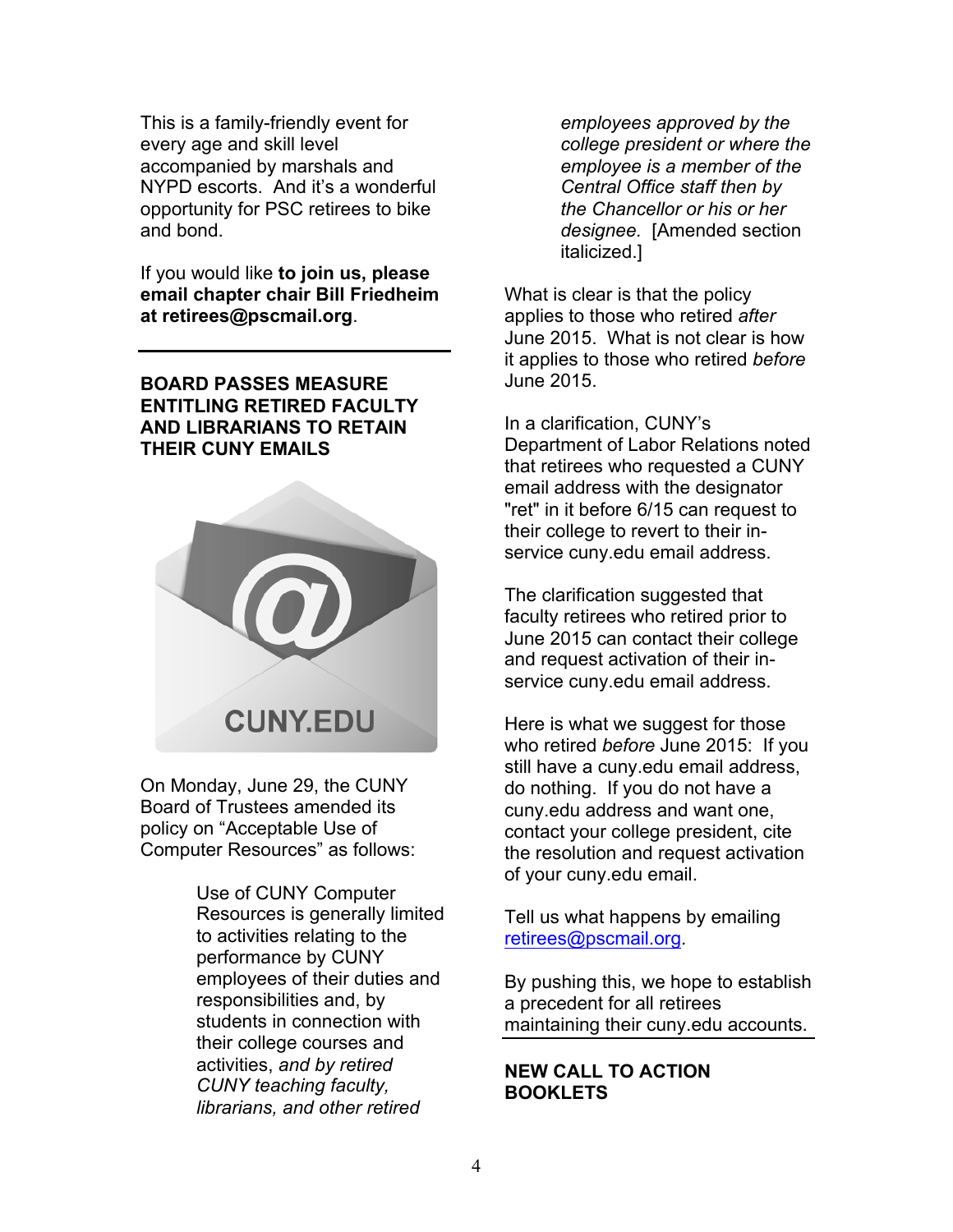This is a family-friendly event for every age and skill level accompanied by marshals and NYPD escorts. And it's a wonderful opportunity for PSC retirees to bike and bond.

If you would like **to join us, please email chapter chair Bill Friedheim at retirees@pscmail.org**.

---

## BOARD PASSES MEASURE ENTITLING RETIRED FACULTY AND LIBRARIANS TO RETAIN THEIR CUNY EMAILS

On Monday, June 29, the CUNY Board of Trustees amended its policy on "Acceptable Use of Computer Resources" as follows:

> Use of CUNY Computer Resources is generally limited to activities relating to the performance by CUNY employees of their duties and responsibilities and, by students in connection with their college courses and activities, *and by retired CUNY teaching faculty, librarians, and other retired employees approved by the college president or where the employee is a member of the Central Office staff then by the Chancellor or his or her designee.* [Amended section italicized.]

What is clear is that the policy applies to those who retired *after* June 2015. What is not clear is how it applies to those who retired *before* June 2015.

In a clarification, CUNY's Department of Labor Relations noted that retirees who requested a CUNY email address with the designator "ret" in it before 6/15 can request to their college to revert to their in-service cuny.edu email address.

The clarification suggested that faculty retirees who retired prior to June 2015 can contact their college and request activation of their in-service cuny.edu email address.

Here is what we suggest for those who retired *before* June 2015: If you still have a cuny.edu email address, do nothing. If you do not have a cuny.edu address and want one, contact your college president, cite the resolution and request activation of your cuny.edu email.

Tell us what happens by emailing retirees@pscmail.org.

By pushing this, we hope to establish a precedent for all retirees maintaining their cuny.edu accounts.

---

## NEW CALL TO ACTION BOOKLETS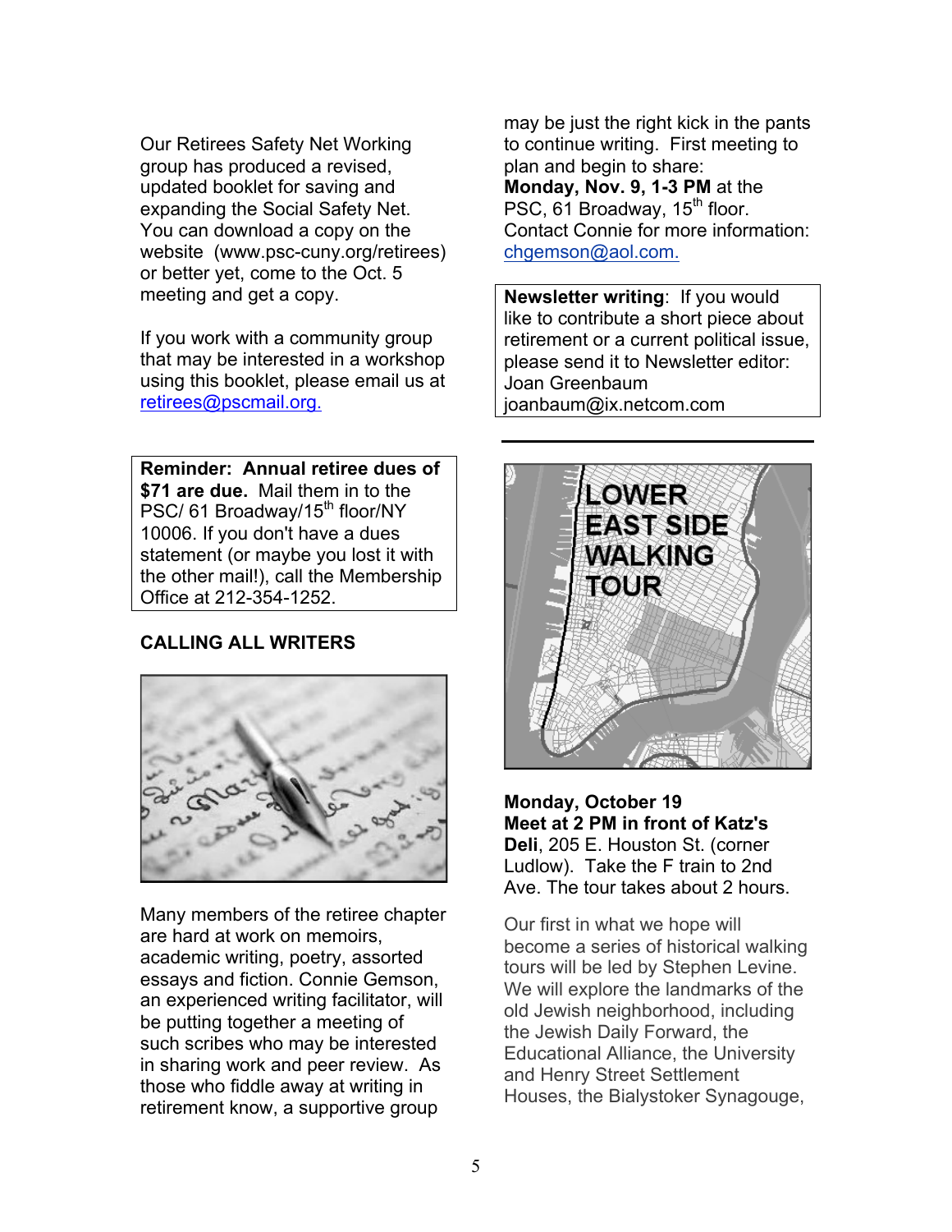Our Retirees Safety Net Working group has produced a revised, updated booklet for saving and expanding the Social Safety Net. You can download a copy on the website (www.psc-cuny.org/retirees) or better yet, come to the Oct. 5 meeting and get a copy.

If you work with a community group that may be interested in a workshop using this booklet, please email us at retirees@pscmail.org.

**Reminder: Annual retiree dues of $71 are due.** Mail them in to the PSC/ 61 Broadway/15th floor/NY 10006. If you don't have a dues statement (or maybe you lost it with the other mail!), call the Membership Office at 212-354-1252.

## CALLING ALL WRITERS

Many members of the retiree chapter are hard at work on memoirs, academic writing, poetry, assorted essays and fiction. Connie Gemson, an experienced writing facilitator, will be putting together a meeting of such scribes who may be interested in sharing work and peer review. As those who fiddle away at writing in retirement know, a supportive group may be just the right kick in the pants to continue writing. First meeting to plan and begin to share: **Monday, Nov. 9, 1-3 PM** at the PSC, 61 Broadway, 15th floor. Contact Connie for more information: chgemson@aol.com.

**Newsletter writing**: If you would like to contribute a short piece about retirement or a current political issue, please send it to Newsletter editor: Joan Greenbaum joanbaum@ix.netcom.com

## LOWER EAST SIDE WALKING TOUR

**Monday, October 19**
**Meet at 2 PM in front of Katz's Deli**, 205 E. Houston St. (corner Ludlow). Take the F train to 2nd Ave. The tour takes about 2 hours.

Our first in what we hope will become a series of historical walking tours will be led by Stephen Levine. We will explore the landmarks of the old Jewish neighborhood, including the Jewish Daily Forward, the Educational Alliance, the University and Henry Street Settlement Houses, the Bialystoker Synagouge,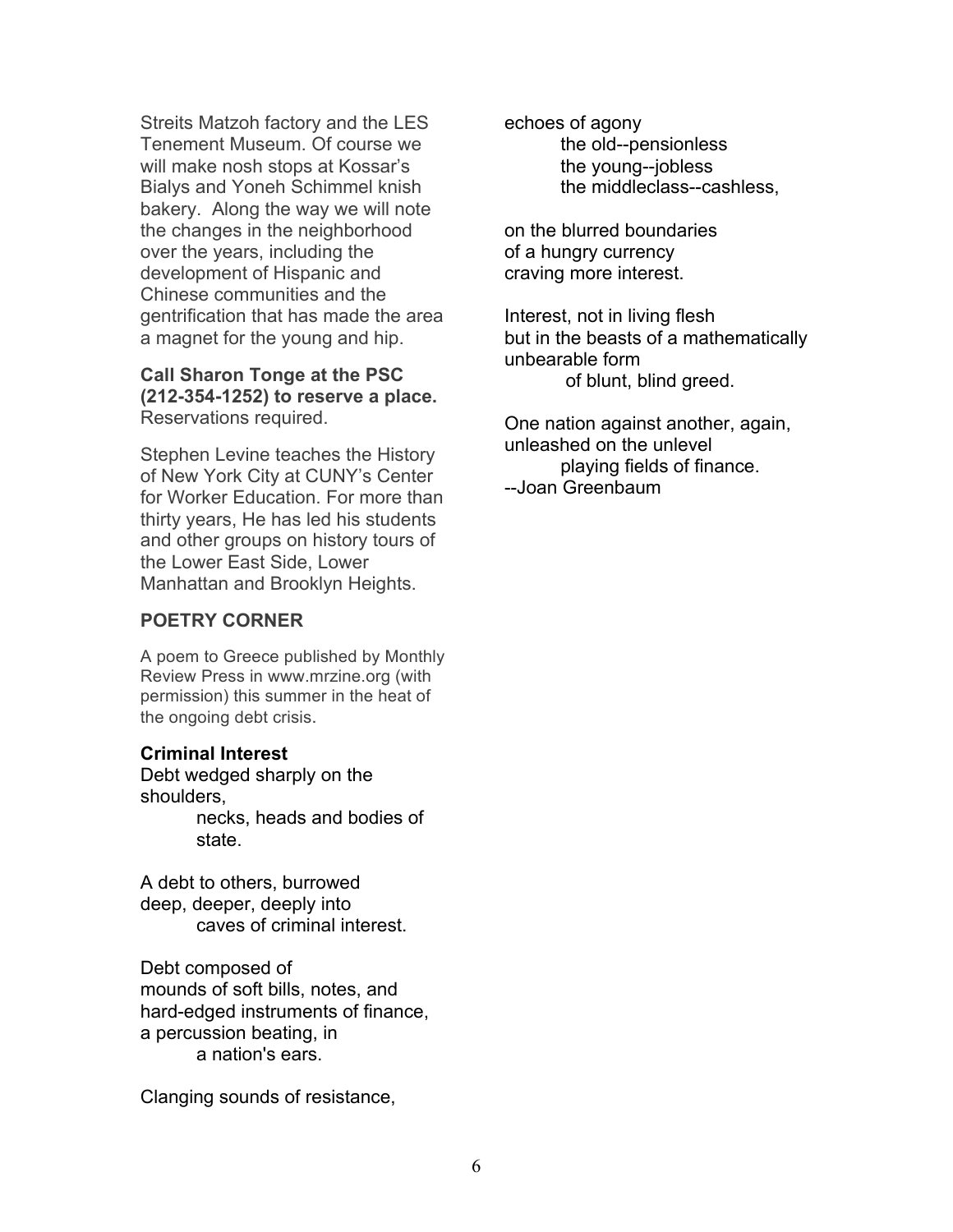Streits Matzoh factory and the LES Tenement Museum. Of course we will make nosh stops at Kossar's Bialys and Yoneh Schimmel knish bakery. Along the way we will note the changes in the neighborhood over the years, including the development of Hispanic and Chinese communities and the gentrification that has made the area a magnet for the young and hip.

**Call Sharon Tonge at the PSC (212-354-1252) to reserve a place.** Reservations required.

Stephen Levine teaches the History of New York City at CUNY's Center for Worker Education. For more than thirty years, He has led his students and other groups on history tours of the Lower East Side, Lower Manhattan and Brooklyn Heights.

### POETRY CORNER

A poem to Greece published by Monthly Review Press in www.mrzine.org (with permission) this summer in the heat of the ongoing debt crisis.

**Criminal Interest**

Debt wedged sharply on the shoulders,
necks, heads and bodies of state.

A debt to others, burrowed
deep, deeper, deeply into
caves of criminal interest.

Debt composed of
mounds of soft bills, notes, and
hard-edged instruments of finance,
a percussion beating, in
a nation's ears.

Clanging sounds of resistance,
echoes of agony
the old--pensionless
the young--jobless
the middleclass--cashless,

on the blurred boundaries
of a hungry currency
craving more interest.

Interest, not in living flesh
but in the beasts of a mathematically
unbearable form
of blunt, blind greed.

One nation against another, again,
unleashed on the unlevel
playing fields of finance.

--Joan Greenbaum